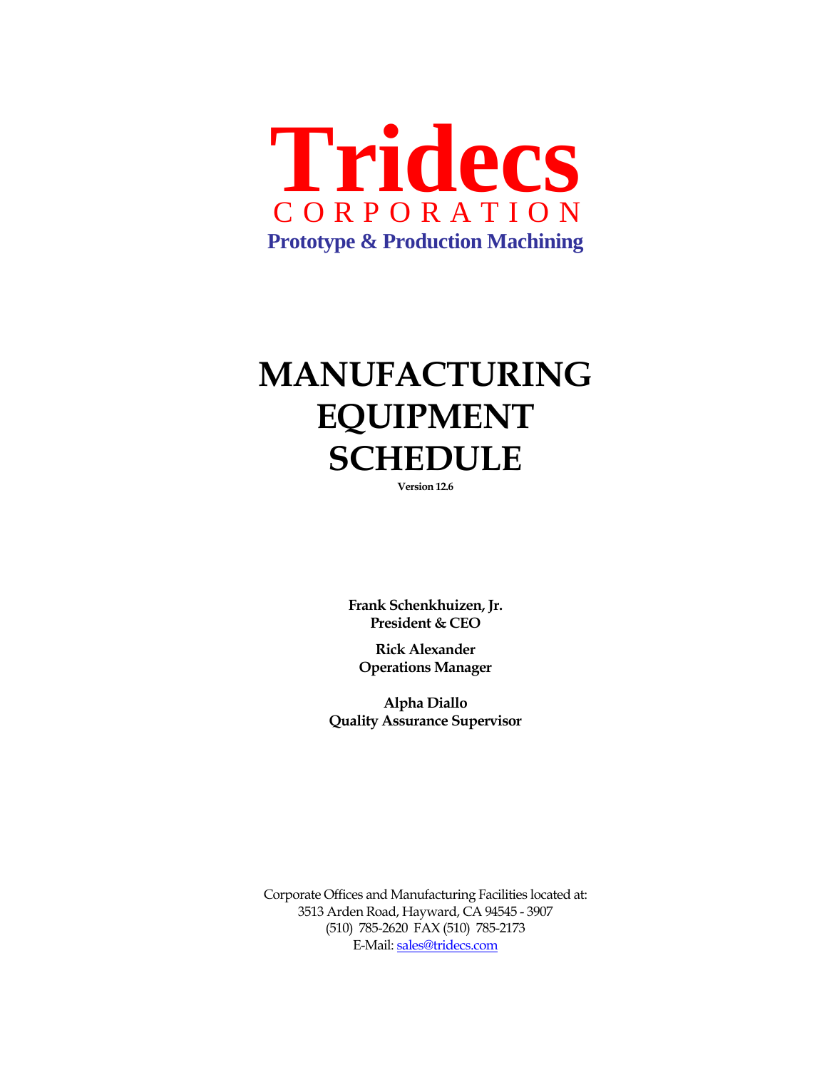# Tridecs

CORPORATION

**Prototype & Production Machining**

# MANUFACTURING EQUIPMENT SCHEDULE

**Version 12.6**

**Frank Schenkhuizen, Jr.**
**President & CEO**

**Rick Alexander**
**Operations Manager**

**Alpha Diallo**
**Quality Assurance Supervisor**

Corporate Offices and Manufacturing Facilities located at:
3513 Arden Road, Hayward, CA 94545 - 3907
(510) 785-2620 FAX (510) 785-2173
E-Mail: sales@tridecs.com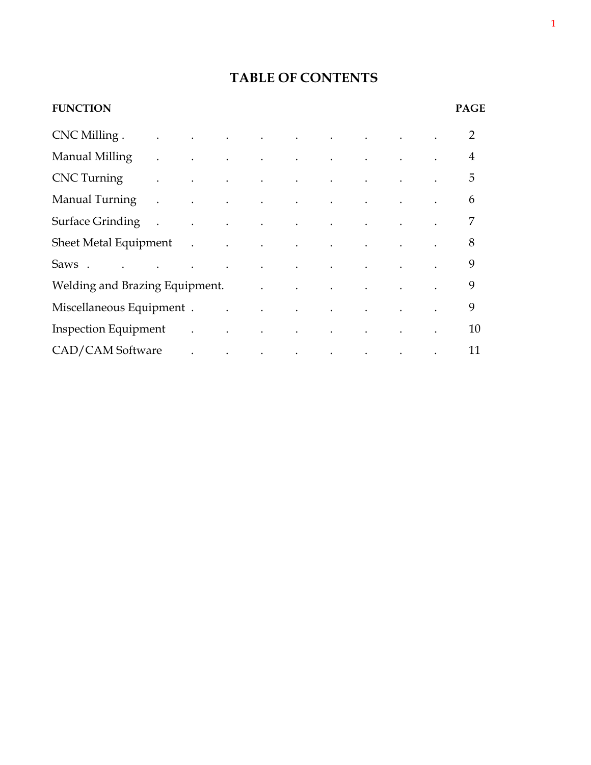# TABLE OF CONTENTS

| FUNCTION | PAGE |
| --- | --- |
| CNC Milling | 2 |
| Manual Milling | 4 |
| CNC Turning | 5 |
| Manual Turning | 6 |
| Surface Grinding | 7 |
| Sheet Metal Equipment | 8 |
| Saws | 9 |
| Welding and Brazing Equipment | 9 |
| Miscellaneous Equipment | 9 |
| Inspection Equipment | 10 |
| CAD/CAM Software | 11 |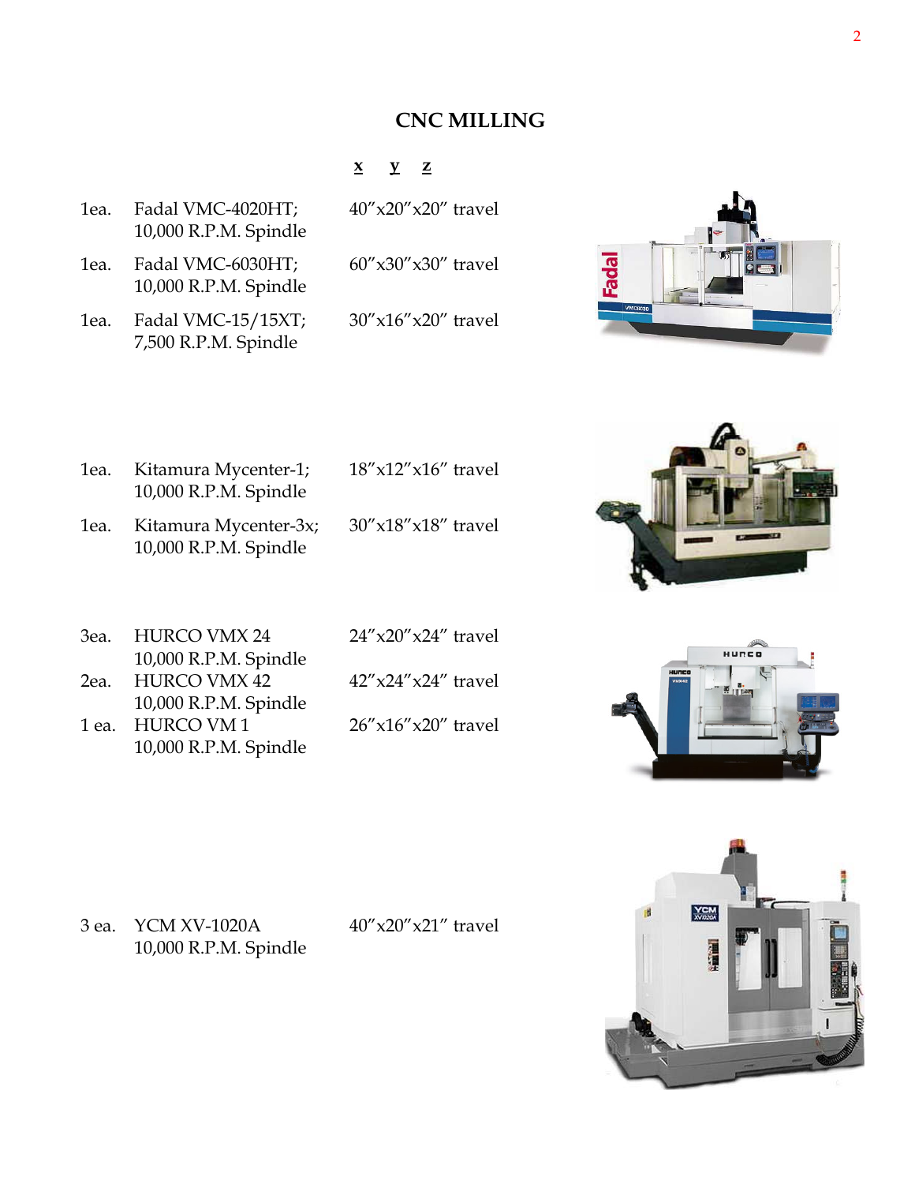# CNC MILLING

| Qty | Machine | x y z |
| --- | --- | --- |
| 1ea. | Fadal VMC-4020HT; 10,000 R.P.M. Spindle | 40″x20″x20″ travel |
| 1ea. | Fadal VMC-6030HT; 10,000 R.P.M. Spindle | 60″x30″x30″ travel |
| 1ea. | Fadal VMC-15/15XT; 7,500 R.P.M. Spindle | 30″x16″x20″ travel |
| 1ea. | Kitamura Mycenter-1; 10,000 R.P.M. Spindle | 18″x12″x16″ travel |
| 1ea. | Kitamura Mycenter-3x; 10,000 R.P.M. Spindle | 30″x18″x18″ travel |
| 3ea. | HURCO VMX 24 10,000 R.P.M. Spindle | 24″x20″x24″ travel |
| 2ea. | HURCO VMX 42 10,000 R.P.M. Spindle | 42″x24″x24″ travel |
| 1 ea. | HURCO VM 1 10,000 R.P.M. Spindle | 26″x16″x20″ travel |
| 3 ea. | YCM XV-1020A 10,000 R.P.M. Spindle | 40″x20″x21″ travel |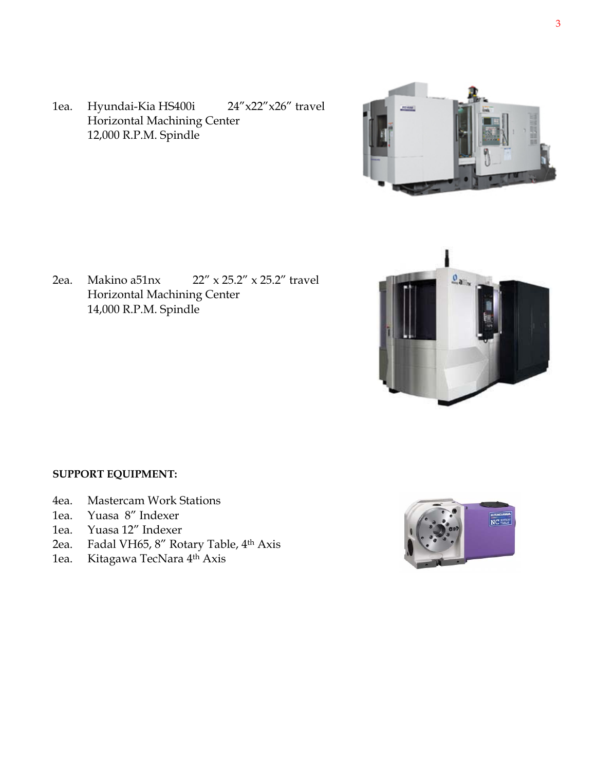1ea. Hyundai-Kia HS400i 24"x22"x26" travel
Horizontal Machining Center
12,000 R.P.M. Spindle

2ea. Makino a51nx 22" x 25.2" x 25.2" travel
Horizontal Machining Center
14,000 R.P.M. Spindle

**SUPPORT EQUIPMENT:**

4ea. Mastercam Work Stations
1ea. Yuasa 8" Indexer
1ea. Yuasa 12" Indexer
2ea. Fadal VH65, 8" Rotary Table, 4th Axis
1ea. Kitagawa TecNara 4th Axis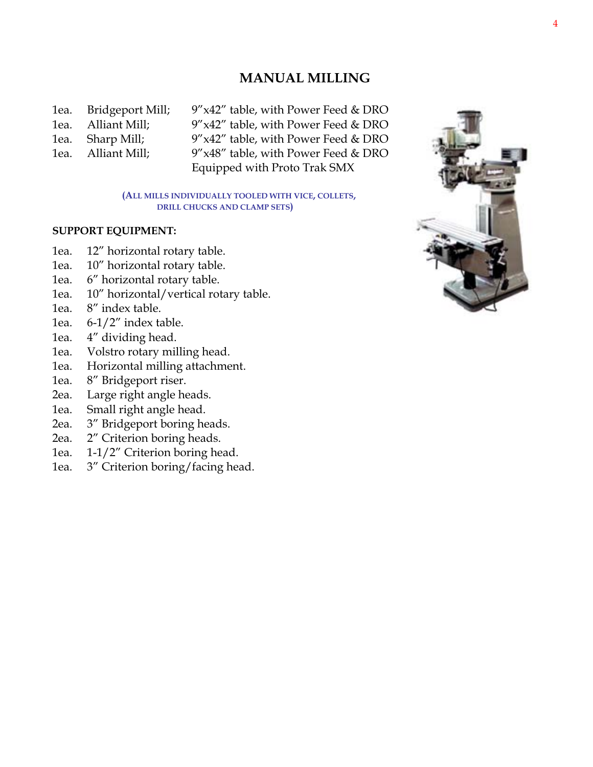## MANUAL MILLING

| | | |
|---|---|---|
| 1ea. | Bridgeport Mill; | 9″x42″ table, with Power Feed & DRO |
| 1ea. | Alliant Mill; | 9″x42″ table, with Power Feed & DRO |
| 1ea. | Sharp Mill; | 9″x42″ table, with Power Feed & DRO |
| 1ea. | Alliant Mill; | 9″x48″ table, with Power Feed & DRO Equipped with Proto Trak SMX |

(ALL MILLS INDIVIDUALLY TOOLED WITH VICE, COLLETS, DRILL CHUCKS AND CLAMP SETS)

**SUPPORT EQUIPMENT:**

- 1ea. 12″ horizontal rotary table.
- 1ea. 10″ horizontal rotary table.
- 1ea. 6″ horizontal rotary table.
- 1ea. 10″ horizontal/vertical rotary table.
- 1ea. 8″ index table.
- 1ea. 6-1/2″ index table.
- 1ea. 4″ dividing head.
- 1ea. Volstro rotary milling head.
- 1ea. Horizontal milling attachment.
- 1ea. 8″ Bridgeport riser.
- 2ea. Large right angle heads.
- 1ea. Small right angle head.
- 2ea. 3″ Bridgeport boring heads.
- 2ea. 2″ Criterion boring heads.
- 1ea. 1-1/2″ Criterion boring head.
- 1ea. 3″ Criterion boring/facing head.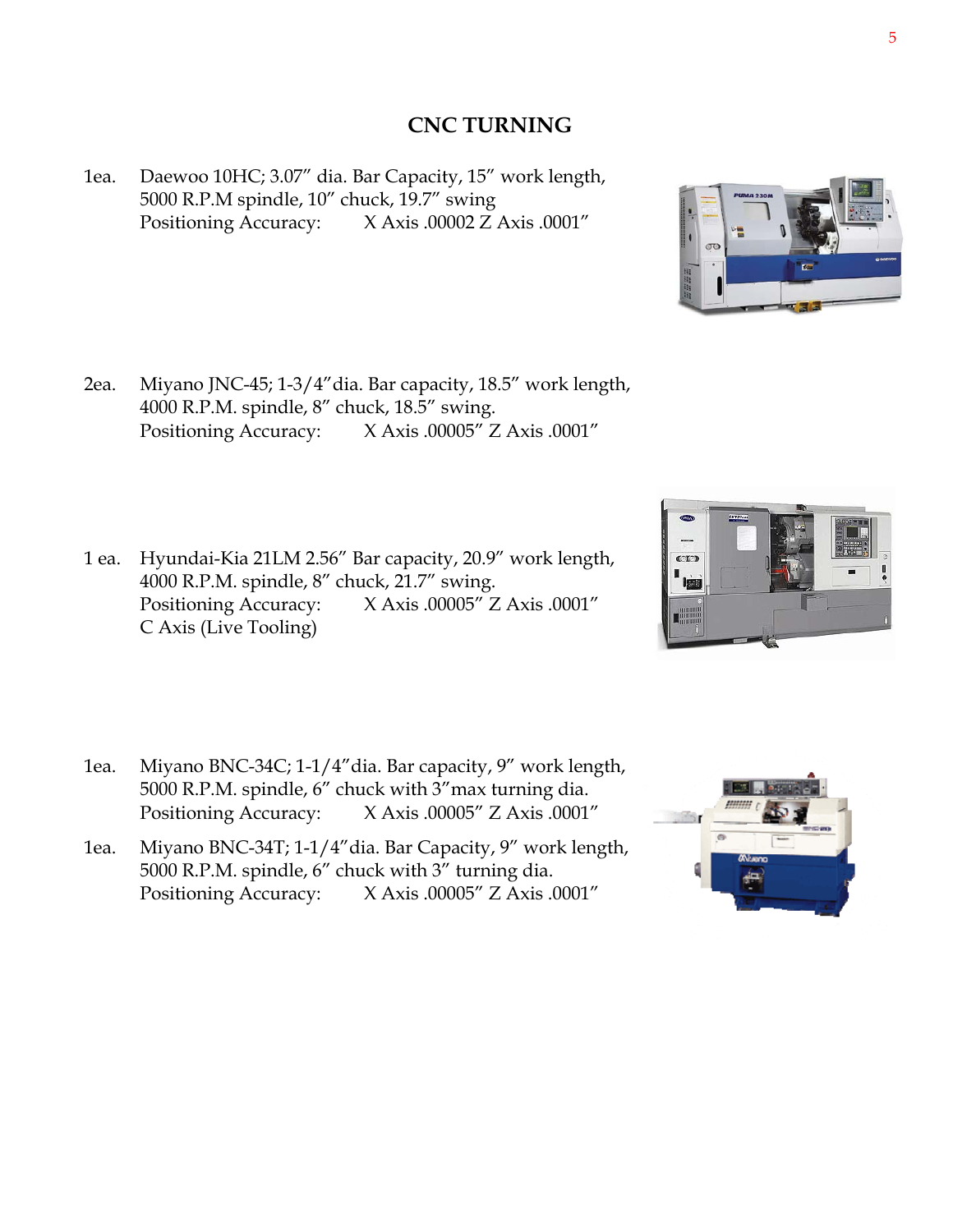# CNC TURNING

1ea. Daewoo 10HC; 3.07" dia. Bar Capacity, 15" work length, 5000 R.P.M spindle, 10" chuck, 19.7" swing
Positioning Accuracy: X Axis .00002 Z Axis .0001"

2ea. Miyano JNC-45; 1-3/4" dia. Bar capacity, 18.5" work length, 4000 R.P.M. spindle, 8" chuck, 18.5" swing.
Positioning Accuracy: X Axis .00005" Z Axis .0001"

1 ea. Hyundai-Kia 21LM 2.56" Bar capacity, 20.9" work length, 4000 R.P.M. spindle, 8" chuck, 21.7" swing.
Positioning Accuracy: X Axis .00005" Z Axis .0001"
C Axis (Live Tooling)

1ea. Miyano BNC-34C; 1-1/4" dia. Bar capacity, 9" work length, 5000 R.P.M. spindle, 6" chuck with 3" max turning dia.
Positioning Accuracy: X Axis .00005" Z Axis .0001"

1ea. Miyano BNC-34T; 1-1/4" dia. Bar Capacity, 9" work length, 5000 R.P.M. spindle, 6" chuck with 3" turning dia.
Positioning Accuracy: X Axis .00005" Z Axis .0001"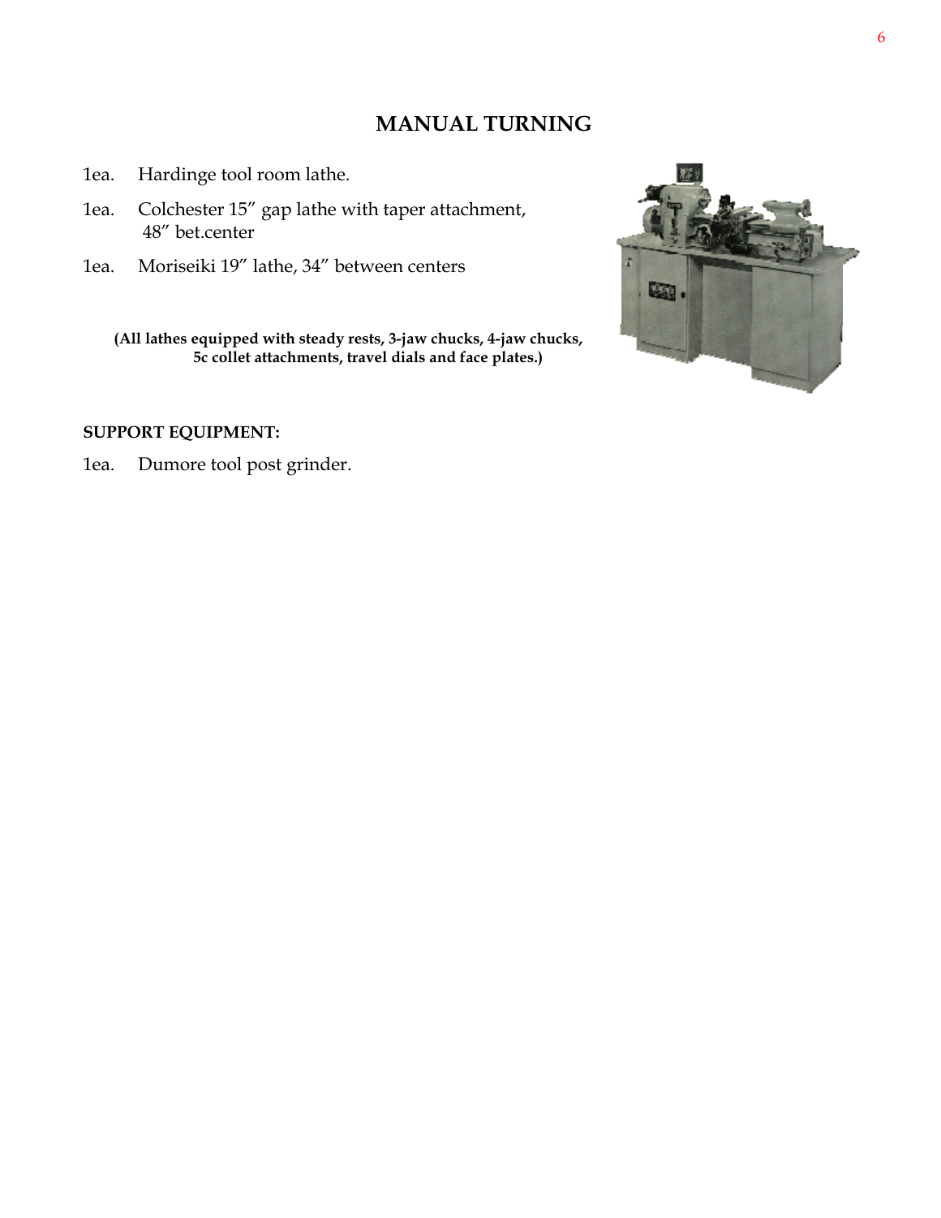# MANUAL TURNING

1ea. Hardinge tool room lathe.

1ea. Colchester 15″ gap lathe with taper attachment, 48″ bet.center

1ea. Moriseiki 19″ lathe, 34″ between centers

**(All lathes equipped with steady rests, 3-jaw chucks, 4-jaw chucks, 5c collet attachments, travel dials and face plates.)**

**SUPPORT EQUIPMENT:**

1ea. Dumore tool post grinder.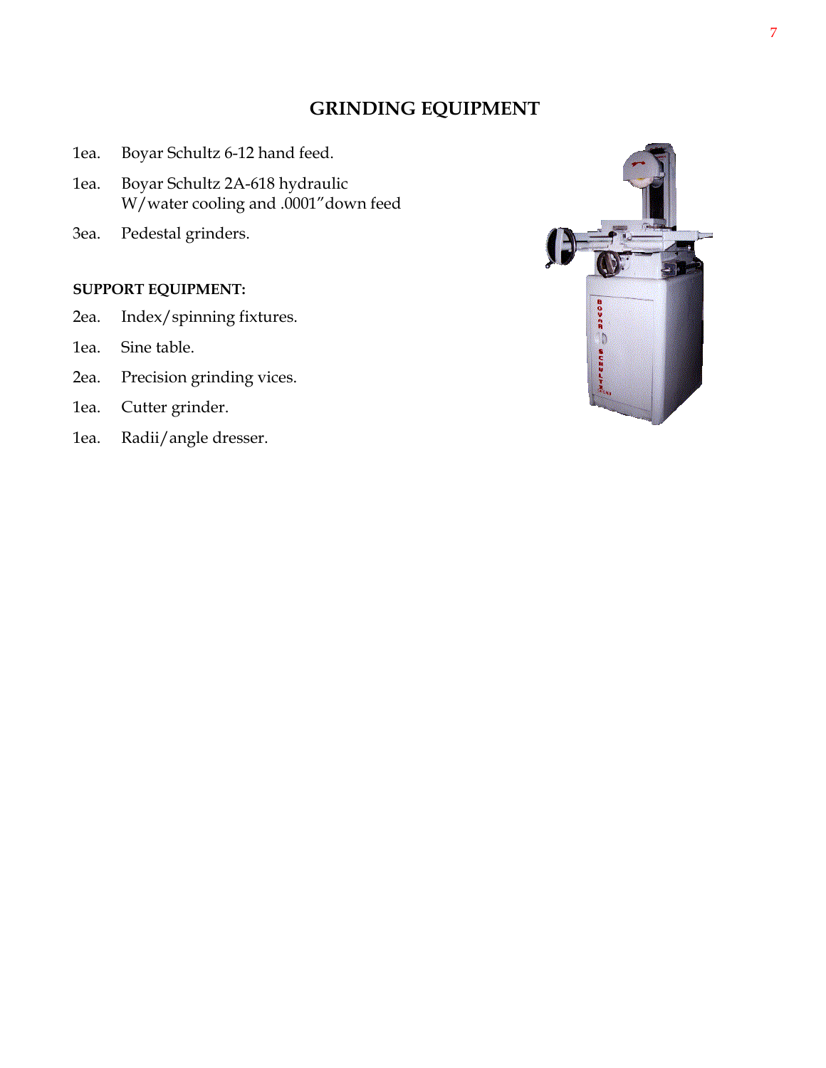# GRINDING EQUIPMENT

1ea. Boyar Schultz 6-12 hand feed.

1ea. Boyar Schultz 2A-618 hydraulic W/water cooling and .0001"down feed

3ea. Pedestal grinders.

**SUPPORT EQUIPMENT:**

2ea. Index/spinning fixtures.

1ea. Sine table.

2ea. Precision grinding vices.

1ea. Cutter grinder.

1ea. Radii/angle dresser.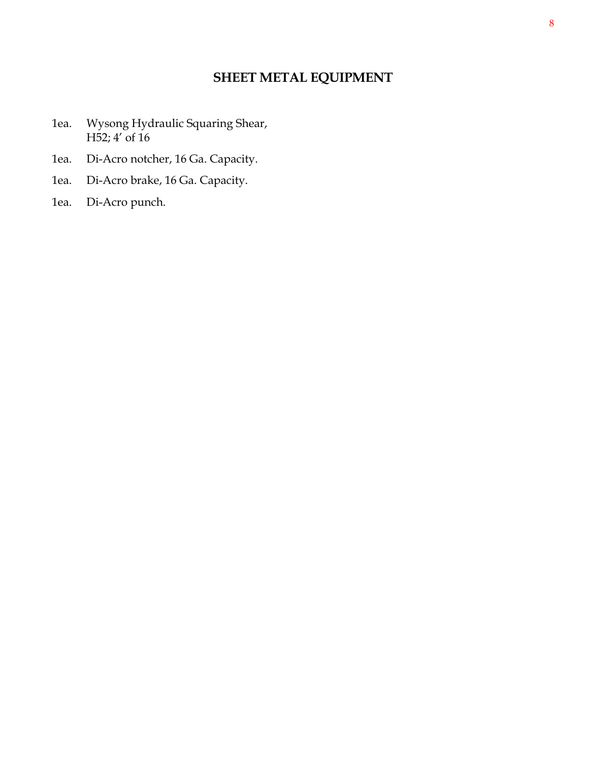## SHEET METAL EQUIPMENT

1ea. Wysong Hydraulic Squaring Shear, H52; 4' of 16

1ea. Di-Acro notcher, 16 Ga. Capacity.

1ea. Di-Acro brake, 16 Ga. Capacity.

1ea. Di-Acro punch.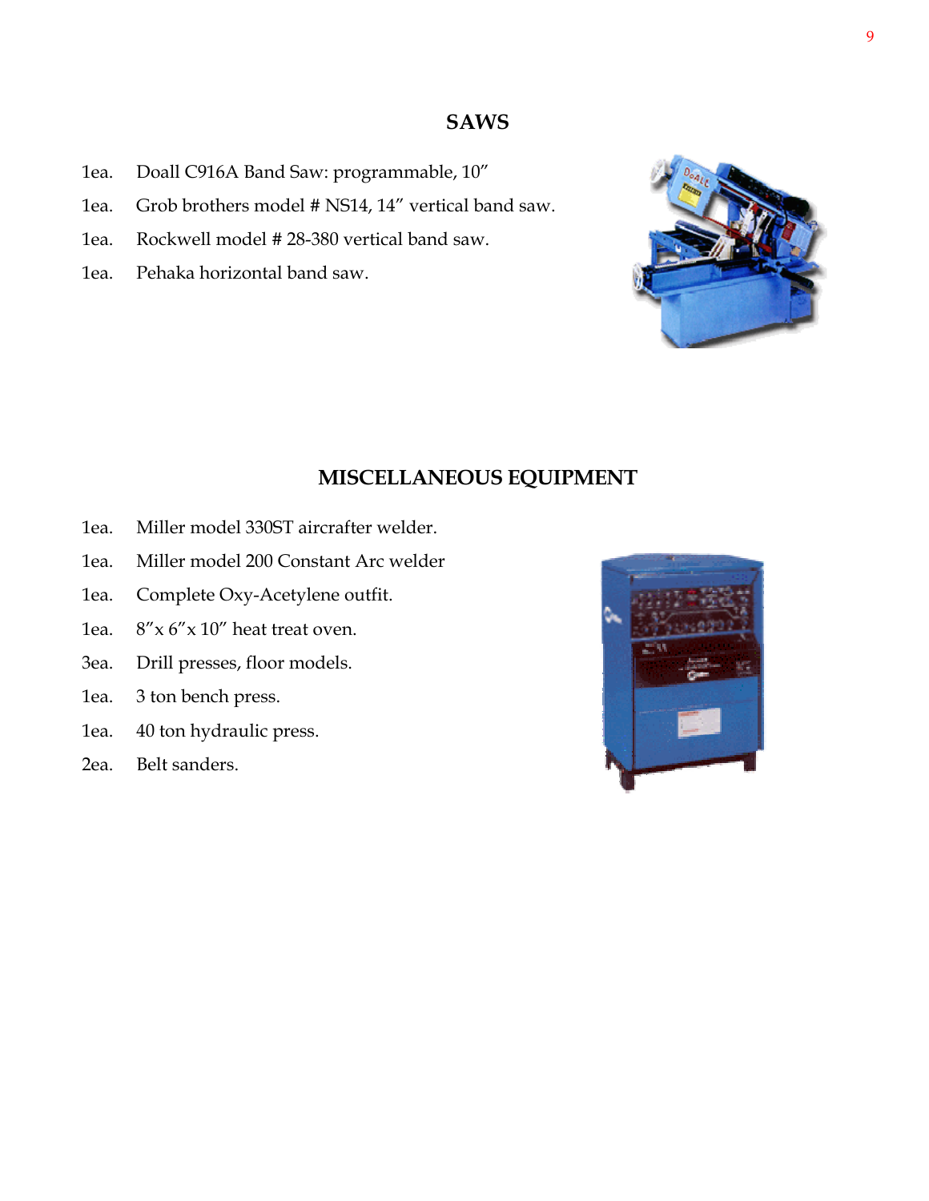## SAWS

- 1ea. Doall C916A Band Saw: programmable, 10"
- 1ea. Grob brothers model # NS14, 14" vertical band saw.
- 1ea. Rockwell model # 28-380 vertical band saw.
- 1ea. Pehaka horizontal band saw.

## MISCELLANEOUS EQUIPMENT

- 1ea. Miller model 330ST aircrafter welder.
- 1ea. Miller model 200 Constant Arc welder
- 1ea. Complete Oxy-Acetylene outfit.
- 1ea. 8"x 6"x 10" heat treat oven.
- 3ea. Drill presses, floor models.
- 1ea. 3 ton bench press.
- 1ea. 40 ton hydraulic press.
- 2ea. Belt sanders.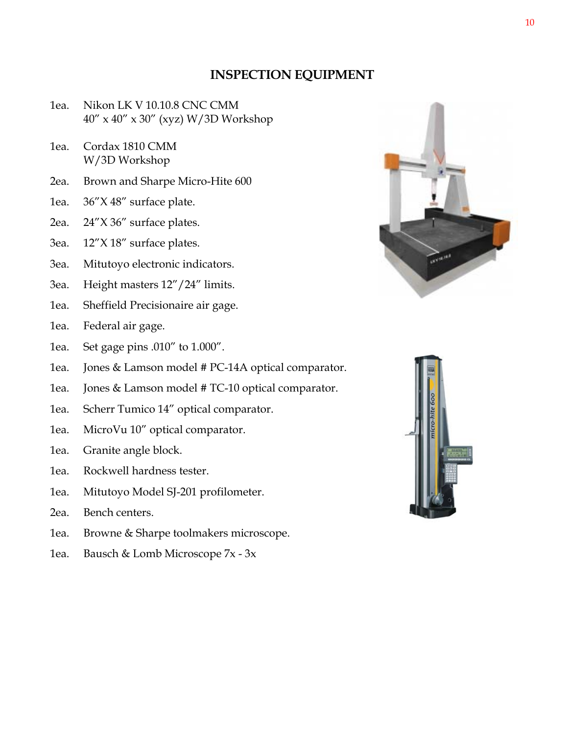# INSPECTION EQUIPMENT

| | |
|---|---|
| 1ea. | Nikon LK V 10.10.8 CNC CMM<br>40″ x 40″ x 30″ (xyz) W/3D Workshop |
| 1ea. | Cordax 1810 CMM<br>W/3D Workshop |
| 2ea. | Brown and Sharpe Micro-Hite 600 |
| 1ea. | 36″X 48″ surface plate. |
| 2ea. | 24″X 36″ surface plates. |
| 3ea. | 12″X 18″ surface plates. |
| 3ea. | Mitutoyo electronic indicators. |
| 3ea. | Height masters 12″/24″ limits. |
| 1ea. | Sheffield Precisionaire air gage. |
| 1ea. | Federal air gage. |
| 1ea. | Set gage pins .010″ to 1.000″. |
| 1ea. | Jones & Lamson model # PC-14A optical comparator. |
| 1ea. | Jones & Lamson model # TC-10 optical comparator. |
| 1ea. | Scherr Tumico 14″ optical comparator. |
| 1ea. | MicroVu 10″ optical comparator. |
| 1ea. | Granite angle block. |
| 1ea. | Rockwell hardness tester. |
| 1ea. | Mitutoyo Model SJ-201 profilometer. |
| 2ea. | Bench centers. |
| 1ea. | Browne & Sharpe toolmakers microscope. |
| 1ea. | Bausch & Lomb Microscope 7x - 3x |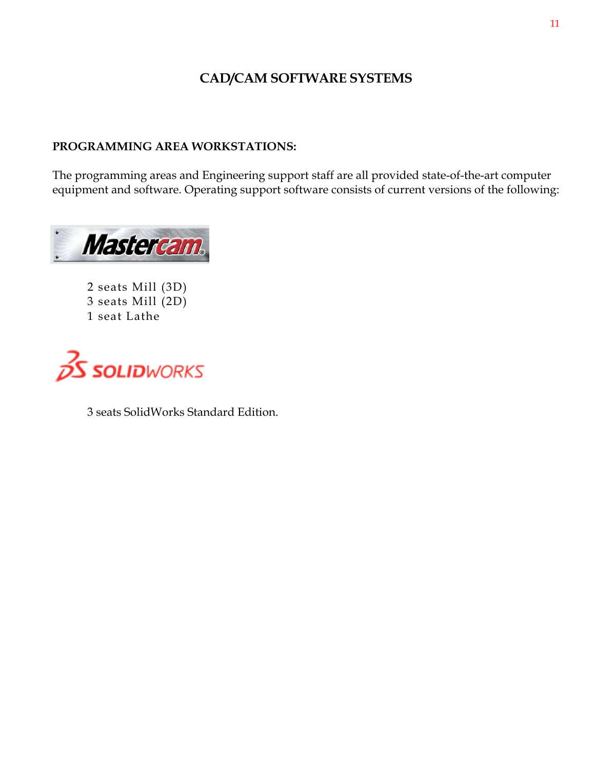# CAD/CAM SOFTWARE SYSTEMS

**PROGRAMMING AREA WORKSTATIONS:**

The programming areas and Engineering support staff are all provided state-of-the-art computer equipment and software. Operating support software consists of current versions of the following:

Mastercam

2 seats Mill (3D)
3 seats Mill (2D)
1 seat Lathe

SOLIDWORKS

3 seats SolidWorks Standard Edition.